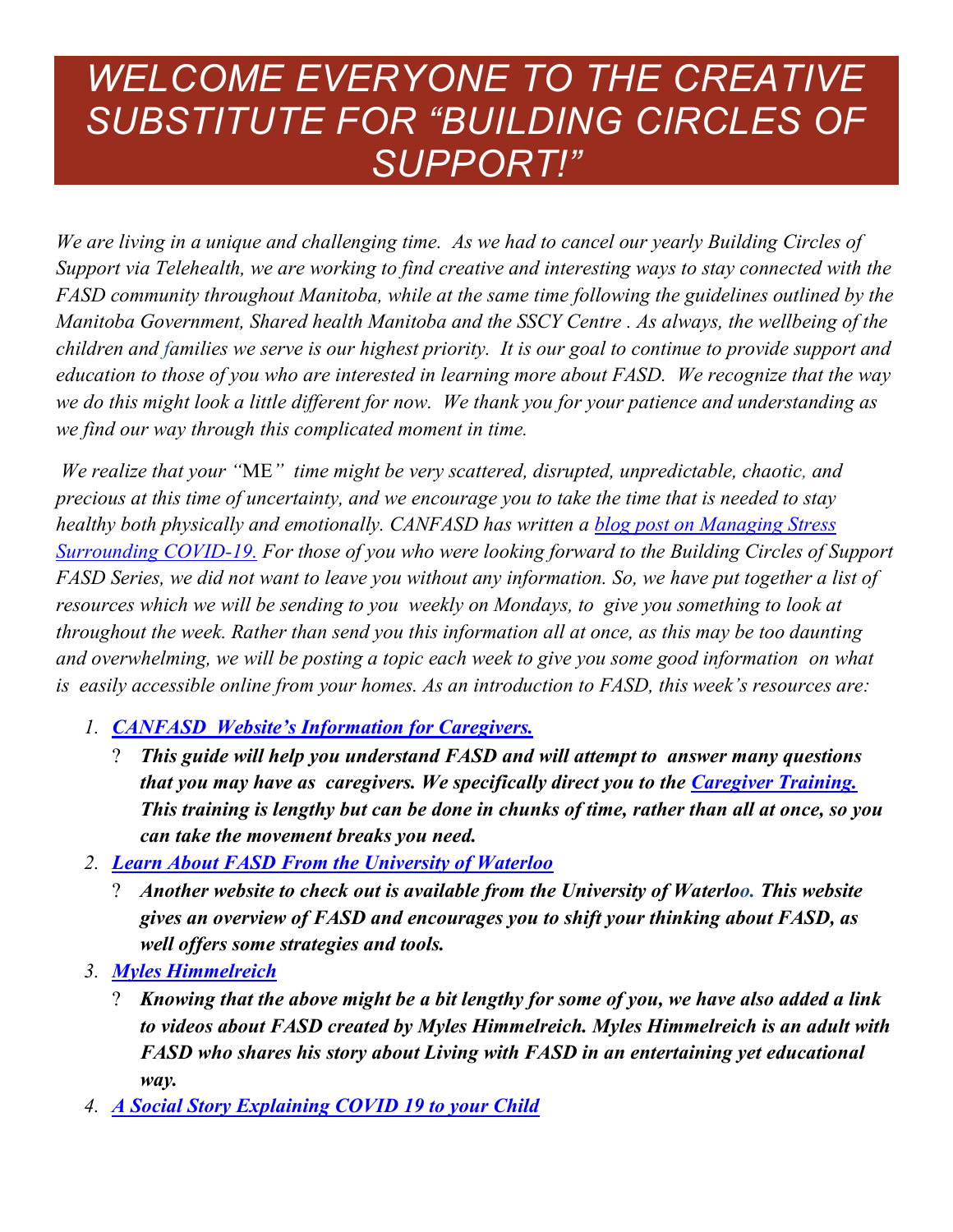# *WELCOME EVERYONE TO THE CREATIVE SUBSTITUTE FOR "BUILDING CIRCLES OF SUPPORT!"*

*We are living in a unique and challenging time. As we had to cancel our yearly Building Circles of Support via Telehealth, we are working to find creative and interesting ways to stay connected with the FASD community throughout Manitoba, while at the same time following the guidelines outlined by the Manitoba Government, Shared health Manitoba and the SSCY Centre . As always, the wellbeing of the children and families we serve is our highest priority. It is our goal to continue to provide support and education to those of you who are interested in learning more about FASD. We recognize that the way we do this might look a little different for now. We thank you for your patience and understanding as we find our way through this complicated moment in time.*

*We realize that your "*ME*" time might be very scattered, disrupted, unpredictable, chaotic, and precious at this time of uncertainty, and we encourage you to take the time that is needed to stay healthy both physically and emotionally. CANFASD has written a blog post on Managing Stress Surrounding COVID-19. For those of you who were looking forward to the Building Circles of Support FASD Series, we did not want to leave you without any information. So, we have put together a list of resources which we will be sending to you weekly on Mondays, to give you something to look at throughout the week. Rather than send you this information all at once, as this may be too daunting and overwhelming, we will be posting a topic each week to give you some good information on what is easily accessible online from your homes. As an introduction to FASD, this week's resources are:*

1. ***CANFASD Website's Information for Caregivers.***
   - ***This guide will help you understand FASD and will attempt to answer many questions that you may have as caregivers. We specifically direct you to the Caregiver Training. This training is lengthy but can be done in chunks of time, rather than all at once, so you can take the movement breaks you need.***
2. ***Learn About FASD From the University of Waterloo***
   - ***Another website to check out is available from the University of Waterloo. This website gives an overview of FASD and encourages you to shift your thinking about FASD, as well offers some strategies and tools.***
3. ***Myles Himmelreich***
   - ***Knowing that the above might be a bit lengthy for some of you, we have also added a link to videos about FASD created by Myles Himmelreich. Myles Himmelreich is an adult with FASD who shares his story about Living with FASD in an entertaining yet educational way.***
4. ***A Social Story Explaining COVID 19 to your Child***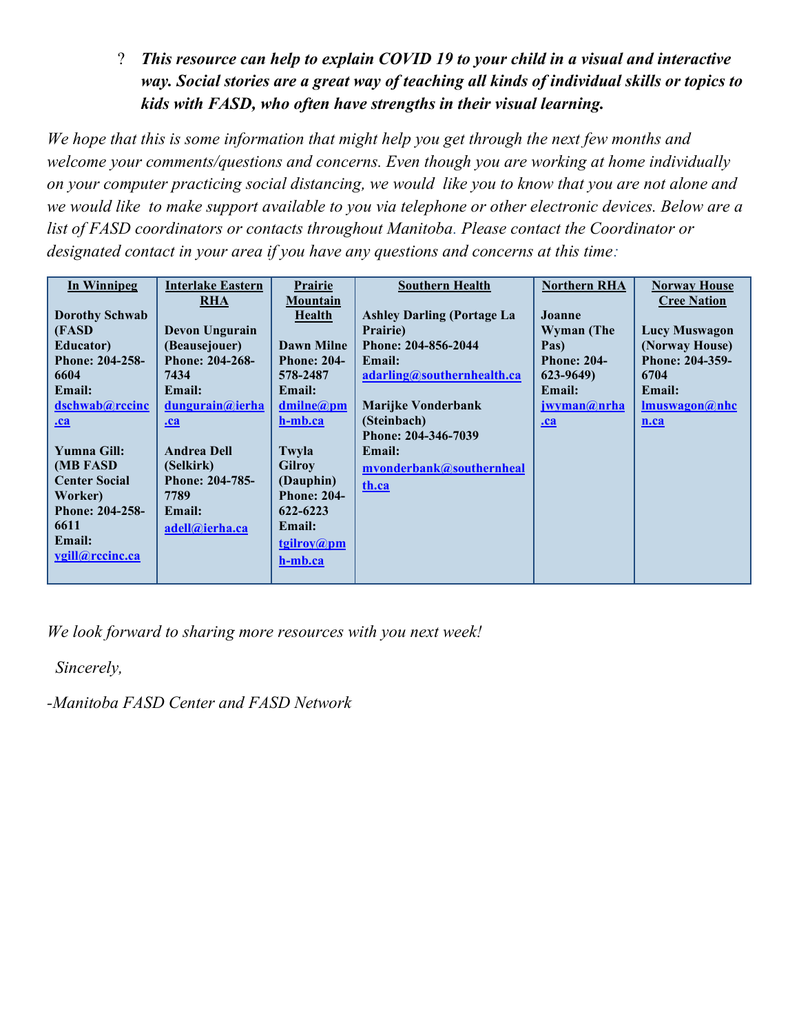? ***This resource can help to explain COVID 19 to your child in a visual and interactive way. Social stories are a great way of teaching all kinds of individual skills or topics to kids with FASD, who often have strengths in their visual learning.***

*We hope that this is some information that might help you get through the next few months and welcome your comments/questions and concerns. Even though you are working at home individually on your computer practicing social distancing, we would like you to know that you are not alone and we would like to make support available to you via telephone or other electronic devices. Below are a list of FASD coordinators or contacts throughout Manitoba. Please contact the Coordinator or designated contact in your area if you have any questions and concerns at this time:*

| In Winnipeg | Interlake Eastern RHA | Prairie Mountain Health | Southern Health | Northern RHA | Norway House Cree Nation |
|---|---|---|---|---|---|
| **Dorothy Schwab (FASD Educator)**<br>**Phone: 204-258-6604**<br>**Email: dschwab@rccinc.ca**<br><br>**Yumna Gill: (MB FASD Center Social Worker)**<br>**Phone: 204-258-6611**<br>**Email: ygill@rccinc.ca** | **Devon Ungurain (Beausejouer)**<br>**Phone: 204-268-7434**<br>**Email: dungurain@ierha.ca**<br><br>**Andrea Dell (Selkirk)**<br>**Phone: 204-785-7789**<br>**Email: adell@ierha.ca** | **Dawn Milne**<br>**Phone: 204-578-2487**<br>**Email: dmilne@pmh-mb.ca**<br><br>**Twyla Gilroy (Dauphin)**<br>**Phone: 204-622-6223**<br>**Email: tgilroy@pmh-mb.ca** | **Ashley Darling (Portage La Prairie)**<br>**Phone: 204-856-2044**<br>**Email: adarling@southernhealth.ca**<br><br>**Marijke Vonderbank (Steinbach)**<br>**Phone: 204-346-7039**<br>**Email: mvonderbank@southernhealth.ca** | **Joanne Wyman (The Pas)**<br>**Phone: 204-623-9649)**<br>**Email: jwyman@nrha.ca** | **Lucy Muswagon (Norway House)**<br>**Phone: 204-359-6704**<br>**Email: lmuswagon@nhcn.ca** |

*We look forward to sharing more resources with you next week!*

*Sincerely,*

*-Manitoba FASD Center and FASD Network*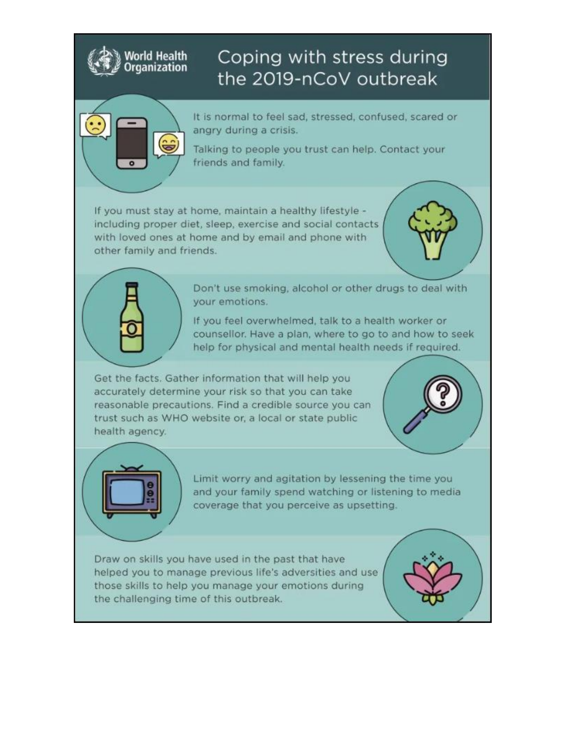World Health Organization

# Coping with stress during the 2019-nCoV outbreak

It is normal to feel sad, stressed, confused, scared or angry during a crisis.

Talking to people you trust can help. Contact your friends and family.

If you must stay at home, maintain a healthy lifestyle - including proper diet, sleep, exercise and social contacts with loved ones at home and by email and phone with other family and friends.

Don't use smoking, alcohol or other drugs to deal with your emotions.

If you feel overwhelmed, talk to a health worker or counsellor. Have a plan, where to go to and how to seek help for physical and mental health needs if required.

Get the facts. Gather information that will help you accurately determine your risk so that you can take reasonable precautions. Find a credible source you can trust such as WHO website or, a local or state public health agency.

Limit worry and agitation by lessening the time you and your family spend watching or listening to media coverage that you perceive as upsetting.

Draw on skills you have used in the past that have helped you to manage previous life's adversities and use those skills to help you manage your emotions during the challenging time of this outbreak.